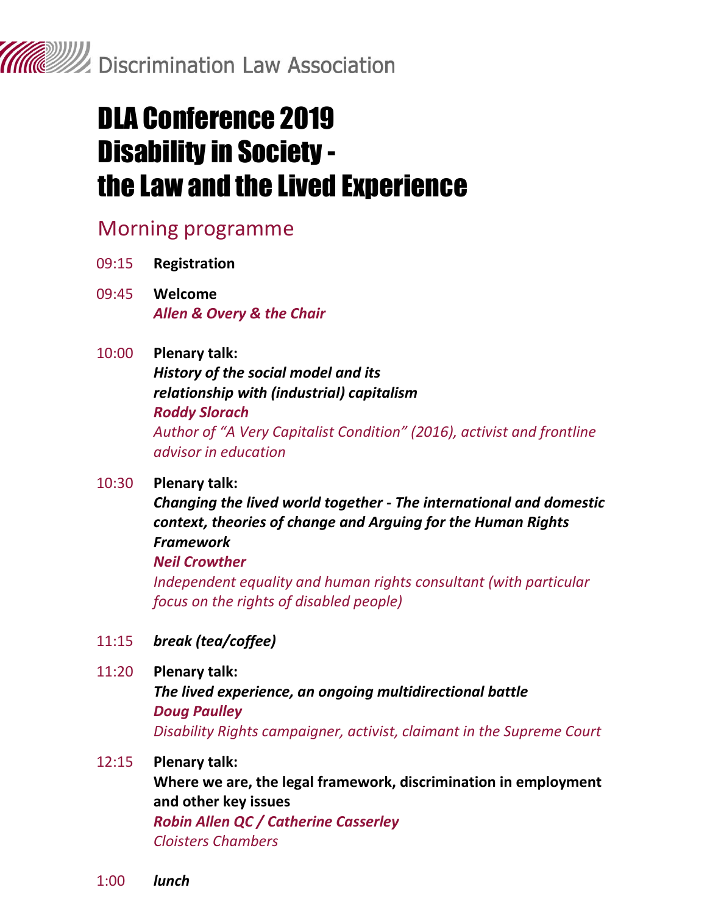Discrimination Law Association

# DLA Conference 2019 Disability in Society - the Law and the Lived Experience

## Morning programme

09:15 **Registration**

09:45 **Welcome**
***Allen & Overy & the Chair***

10:00 **Plenary talk:**
***History of the social model and its relationship with (industrial) capitalism***
***Roddy Slorach***
*Author of "A Very Capitalist Condition" (2016), activist and frontline advisor in education*

10:30 **Plenary talk:**
***Changing the lived world together - The international and domestic context, theories of change and Arguing for the Human Rights Framework***
***Neil Crowther***
*Independent equality and human rights consultant (with particular focus on the rights of disabled people)*

11:15 ***break (tea/coffee)***

11:20 **Plenary talk:**
***The lived experience, an ongoing multidirectional battle***
***Doug Paulley***
*Disability Rights campaigner, activist, claimant in the Supreme Court*

12:15 **Plenary talk:**
**Where we are, the legal framework, discrimination in employment and other key issues**
***Robin Allen QC / Catherine Casserley***
*Cloisters Chambers*

1:00 ***lunch***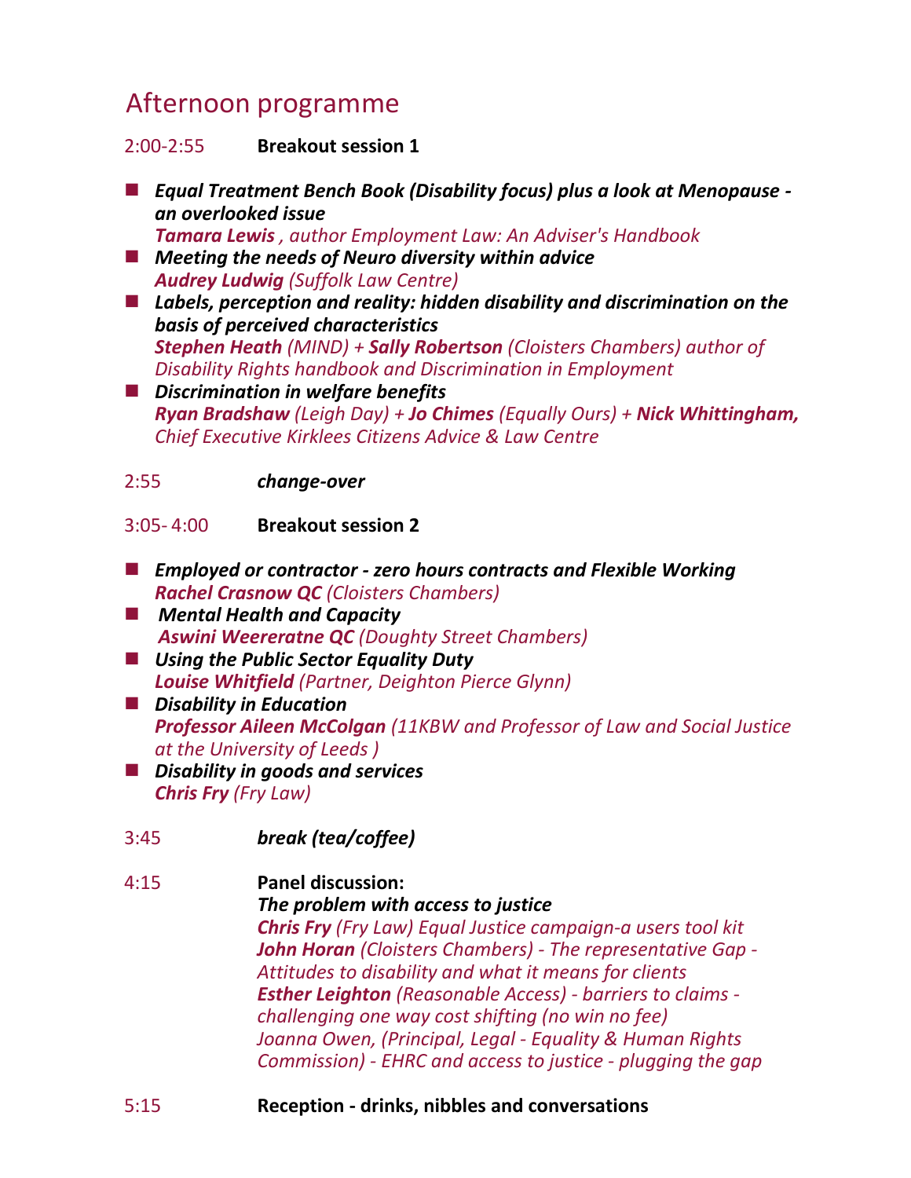# Afternoon programme

2:00-2:55 **Breakout session 1**

- ***Equal Treatment Bench Book (Disability focus) plus a look at Menopause - an overlooked issue***
  ***Tamara Lewis*** *, author Employment Law: An Adviser's Handbook*
- ***Meeting the needs of Neuro diversity within advice***
  ***Audrey Ludwig*** *(Suffolk Law Centre)*
- ***Labels, perception and reality: hidden disability and discrimination on the basis of perceived characteristics***
  ***Stephen Heath*** *(MIND) +* ***Sally Robertson*** *(Cloisters Chambers) author of Disability Rights handbook and Discrimination in Employment*
- ***Discrimination in welfare benefits***
  ***Ryan Bradshaw*** *(Leigh Day) +* ***Jo Chimes*** *(Equally Ours) +* ***Nick Whittingham,*** *Chief Executive Kirklees Citizens Advice & Law Centre*

2:55 ***change-over***

3:05- 4:00 **Breakout session 2**

- ***Employed or contractor - zero hours contracts and Flexible Working***
  ***Rachel Crasnow QC*** *(Cloisters Chambers)*
- ***Mental Health and Capacity***
  ***Aswini Weereratne QC*** *(Doughty Street Chambers)*
- ***Using the Public Sector Equality Duty***
  ***Louise Whitfield*** *(Partner, Deighton Pierce Glynn)*
- ***Disability in Education***
  ***Professor Aileen McColgan*** *(11KBW and Professor of Law and Social Justice at the University of Leeds )*
- ***Disability in goods and services***
  ***Chris Fry*** *(Fry Law)*

3:45 ***break (tea/coffee)***

4:15 **Panel discussion:**
***The problem with access to justice***
***Chris Fry*** *(Fry Law) Equal Justice campaign-a users tool kit*
***John Horan*** *(Cloisters Chambers) - The representative Gap - Attitudes to disability and what it means for clients*
***Esther Leighton*** *(Reasonable Access) - barriers to claims - challenging one way cost shifting (no win no fee)*
*Joanna Owen, (Principal, Legal - Equality & Human Rights Commission) - EHRC and access to justice - plugging the gap*

5:15 **Reception - drinks, nibbles and conversations**